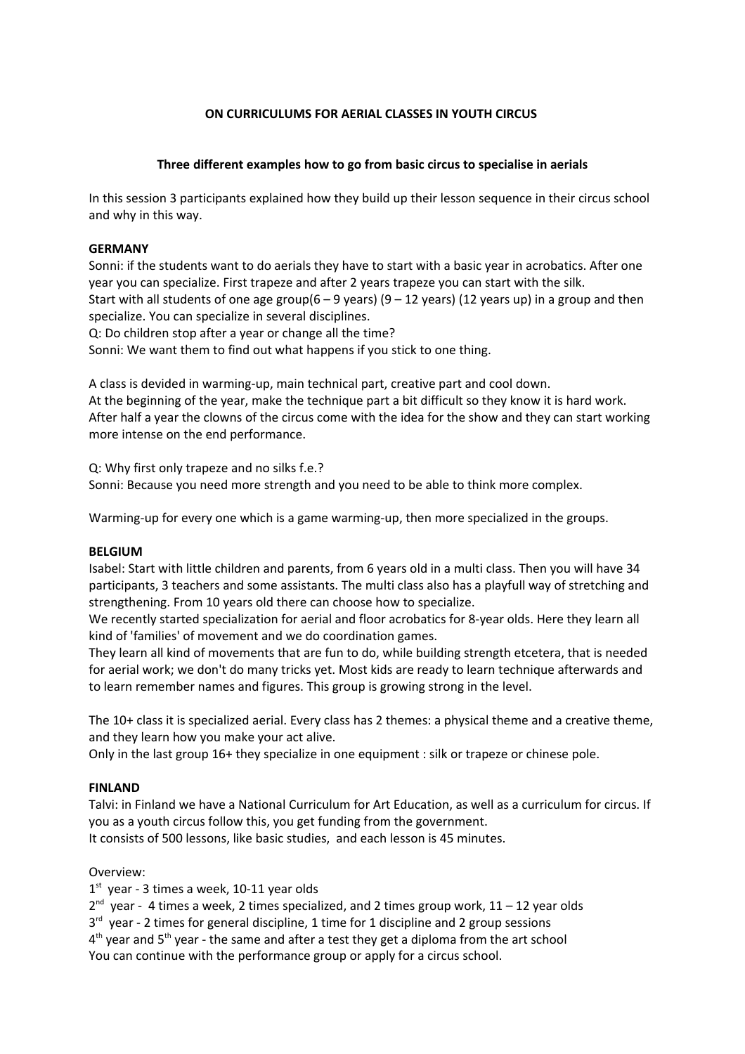# ON CURRICULUMS FOR AERIAL CLASSES IN YOUTH CIRCUS

## Three different examples how to go from basic circus to specialise in aerials

In this session 3 participants explained how they build up their lesson sequence in their circus school and why in this way.

### GERMANY

Sonni: if the students want to do aerials they have to start with a basic year in acrobatics. After one year you can specialize. First trapeze and after 2 years trapeze you can start with the silk.
Start with all students of one age group(6 – 9 years) (9 – 12 years) (12 years up) in a group and then specialize. You can specialize in several disciplines.
Q: Do children stop after a year or change all the time?
Sonni: We want them to find out what happens if you stick to one thing.

A class is devided in warming-up, main technical part, creative part and cool down.
At the beginning of the year, make the technique part a bit difficult so they know it is hard work.
After half a year the clowns of the circus come with the idea for the show and they can start working more intense on the end performance.

Q: Why first only trapeze and no silks f.e.?
Sonni: Because you need more strength and you need to be able to think more complex.

Warming-up for every one which is a game warming-up, then more specialized in the groups.

### BELGIUM

Isabel: Start with little children and parents, from 6 years old in a multi class. Then you will have 34 participants, 3 teachers and some assistants. The multi class also has a playfull way of stretching and strengthening. From 10 years old there can choose how to specialize.
We recently started specialization for aerial and floor acrobatics for 8-year olds. Here they learn all kind of 'families' of movement and we do coordination games.
They learn all kind of movements that are fun to do, while building strength etcetera, that is needed for aerial work; we don't do many tricks yet. Most kids are ready to learn technique afterwards and to learn remember names and figures. This group is growing strong in the level.

The 10+ class it is specialized aerial. Every class has 2 themes: a physical theme and a creative theme, and they learn how you make your act alive.
Only in the last group 16+ they specialize in one equipment : silk or trapeze or chinese pole.

### FINLAND

Talvi: in Finland we have a National Curriculum for Art Education, as well as a curriculum for circus. If you as a youth circus follow this, you get funding from the government.
It consists of 500 lessons, like basic studies, and each lesson is 45 minutes.

Overview:
1st year - 3 times a week, 10-11 year olds
2nd year - 4 times a week, 2 times specialized, and 2 times group work, 11 – 12 year olds
3rd year - 2 times for general discipline, 1 time for 1 discipline and 2 group sessions
4th year and 5th year - the same and after a test they get a diploma from the art school
You can continue with the performance group or apply for a circus school.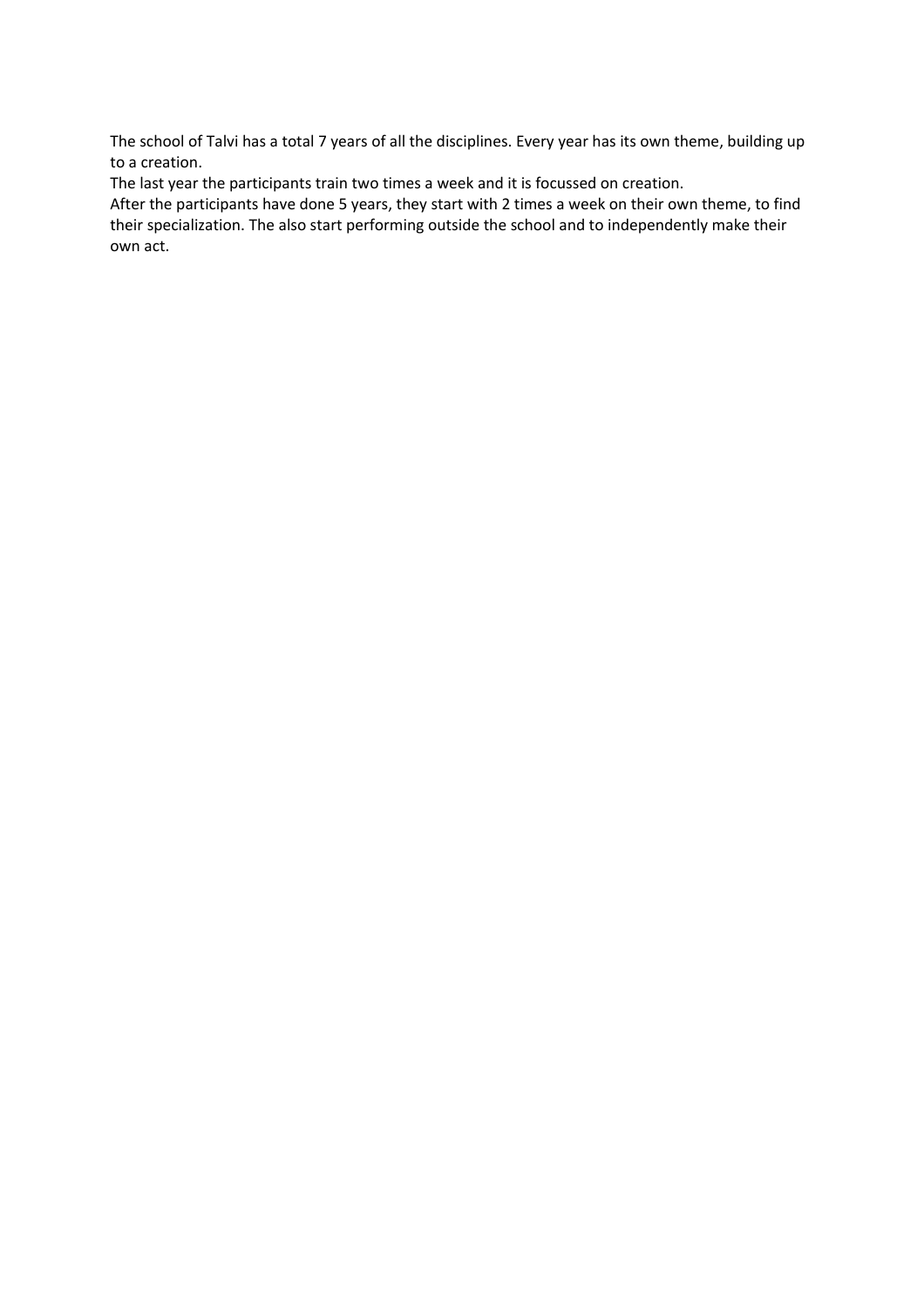The school of Talvi has a total 7 years of all the disciplines. Every year has its own theme, building up to a creation.

The last year the participants train two times a week and it is focussed on creation.

After the participants have done 5 years, they start with 2 times a week on their own theme, to find their specialization. The also start performing outside the school and to independently make their own act.